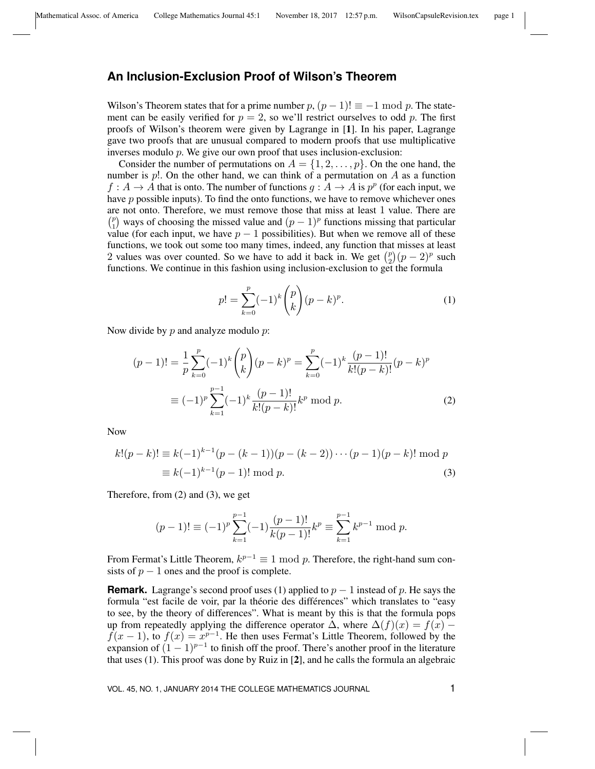# An Inclusion-Exclusion Proof of Wilson's Theorem

Wilson's Theorem states that for a prime number $p$, $(p-1)! \equiv -1 \bmod p$. The statement can be easily verified for $p = 2$, so we'll restrict ourselves to odd $p$. The first proofs of Wilson's theorem were given by Lagrange in [**1**]. In his paper, Lagrange gave two proofs that are unusual compared to modern proofs that use multiplicative inverses modulo $p$. We give our own proof that uses inclusion-exclusion:

Consider the number of permutations on $A = \{1, 2, \ldots, p\}$. On the one hand, the number is $p!$. On the other hand, we can think of a permutation on $A$ as a function $f : A \to A$ that is onto. The number of functions $g : A \to A$ is $p^p$ (for each input, we have $p$ possible inputs). To find the onto functions, we have to remove whichever ones are not onto. Therefore, we must remove those that miss at least 1 value. There are $\binom{p}{1}$ ways of choosing the missed value and $(p-1)^p$ functions missing that particular value (for each input, we have $p-1$ possibilities). But when we remove all of these functions, we took out some too many times, indeed, any function that misses at least 2 values was over counted. So we have to add it back in. We get $\binom{p}{2}(p-2)^p$ such functions. We continue in this fashion using inclusion-exclusion to get the formula

$$p! = \sum_{k=0}^{p} (-1)^k \binom{p}{k} (p-k)^p. \tag{1}$$

Now divide by $p$ and analyze modulo $p$:

$$\begin{aligned}(p-1)! &= \frac{1}{p}\sum_{k=0}^{p} (-1)^k \binom{p}{k} (p-k)^p = \sum_{k=0}^{p} (-1)^k \frac{(p-1)!}{k!(p-k)!}(p-k)^p \\ &\equiv (-1)^p \sum_{k=1}^{p-1} (-1)^k \frac{(p-1)!}{k!(p-k)!} k^p \bmod p. \end{aligned} \tag{2}$$

Now

$$\begin{aligned} k!(p-k)! &\equiv k(-1)^{k-1}(p-(k-1))(p-(k-2))\cdots(p-1)(p-k)! \bmod p \\ &\equiv k(-1)^{k-1}(p-1)! \bmod p. \end{aligned} \tag{3}$$

Therefore, from (2) and (3), we get

$$(p-1)! \equiv (-1)^p \sum_{k=1}^{p-1} (-1) \frac{(p-1)!}{k(p-1)!} k^p \equiv \sum_{k=1}^{p-1} k^{p-1} \bmod p.$$

From Fermat's Little Theorem, $k^{p-1} \equiv 1 \bmod p$. Therefore, the right-hand sum consists of $p-1$ ones and the proof is complete.

**Remark.** Lagrange's second proof uses (1) applied to $p-1$ instead of $p$. He says the formula "est facile de voir, par la théorie des différences" which translates to "easy to see, by the theory of differences". What is meant by this is that the formula pops up from repeatedly applying the difference operator $\Delta$, where $\Delta(f)(x) = f(x) - f(x-1)$, to $f(x) = x^{p-1}$. He then uses Fermat's Little Theorem, followed by the expansion of $(1-1)^{p-1}$ to finish off the proof. There's another proof in the literature that uses (1). This proof was done by Ruiz in [**2**], and he calls the formula an algebraic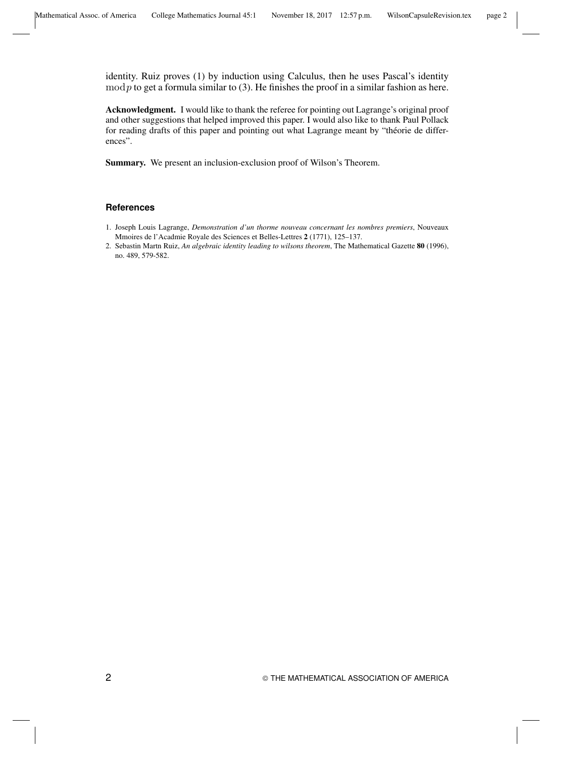identity. Ruiz proves (1) by induction using Calculus, then he uses Pascal's identity $\bmod p$ to get a formula similar to (3). He finishes the proof in a similar fashion as here.

**Acknowledgment.** I would like to thank the referee for pointing out Lagrange's original proof and other suggestions that helped improved this paper. I would also like to thank Paul Pollack for reading drafts of this paper and pointing out what Lagrange meant by "théorie de differences".

**Summary.** We present an inclusion-exclusion proof of Wilson's Theorem.

## References

1. Joseph Louis Lagrange, *Demonstration d'un thorme nouveau concernant les nombres premiers*, Nouveaux Mmoires de l'Acadmie Royale des Sciences et Belles-Lettres **2** (1771), 125–137.
2. Sebastin Martn Ruiz, *An algebraic identity leading to wilsons theorem*, The Mathematical Gazette **80** (1996), no. 489, 579-582.